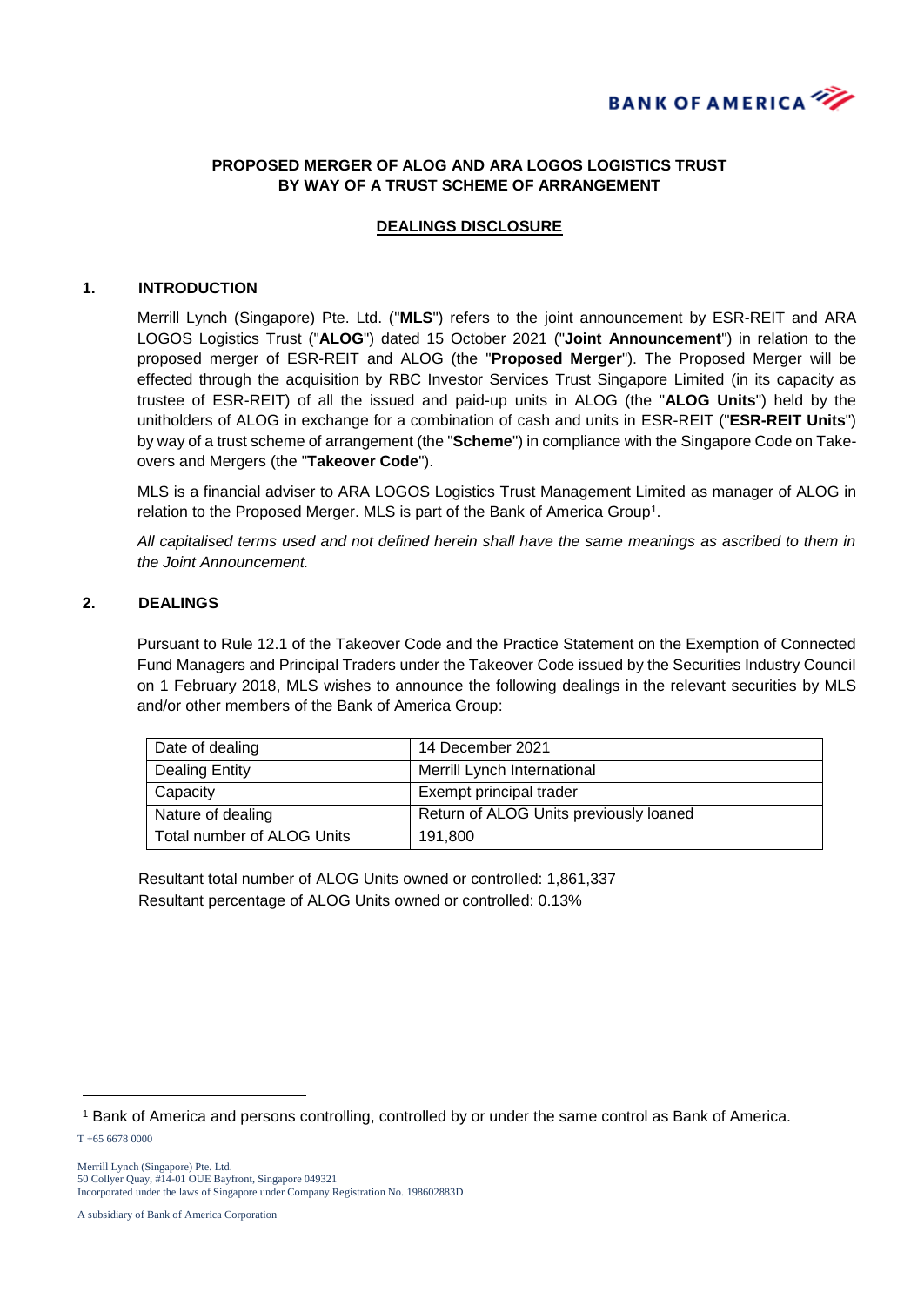**PROPOSED MERGER OF ALOG AND ARA LOGOS LOGISTICS TRUST BY WAY OF A TRUST SCHEME OF ARRANGEMENT**

**DEALINGS DISCLOSURE**

## 1. INTRODUCTION

Merrill Lynch (Singapore) Pte. Ltd. ("**MLS**") refers to the joint announcement by ESR-REIT and ARA LOGOS Logistics Trust ("**ALOG**") dated 15 October 2021 ("**Joint Announcement**") in relation to the proposed merger of ESR-REIT and ALOG (the "**Proposed Merger**"). The Proposed Merger will be effected through the acquisition by RBC Investor Services Trust Singapore Limited (in its capacity as trustee of ESR-REIT) of all the issued and paid-up units in ALOG (the "**ALOG Units**") held by the unitholders of ALOG in exchange for a combination of cash and units in ESR-REIT ("**ESR-REIT Units**") by way of a trust scheme of arrangement (the "**Scheme**") in compliance with the Singapore Code on Take-overs and Mergers (the "**Takeover Code**").

MLS is a financial adviser to ARA LOGOS Logistics Trust Management Limited as manager of ALOG in relation to the Proposed Merger. MLS is part of the Bank of America Group[1].

*All capitalised terms used and not defined herein shall have the same meanings as ascribed to them in the Joint Announcement.*

## 2. DEALINGS

Pursuant to Rule 12.1 of the Takeover Code and the Practice Statement on the Exemption of Connected Fund Managers and Principal Traders under the Takeover Code issued by the Securities Industry Council on 1 February 2018, MLS wishes to announce the following dealings in the relevant securities by MLS and/or other members of the Bank of America Group:

| | |
|---|---|
| Date of dealing | 14 December 2021 |
| Dealing Entity | Merrill Lynch International |
| Capacity | Exempt principal trader |
| Nature of dealing | Return of ALOG Units previously loaned |
| Total number of ALOG Units | 191,800 |

Resultant total number of ALOG Units owned or controlled: 1,861,337
Resultant percentage of ALOG Units owned or controlled: 0.13%

[1] Bank of America and persons controlling, controlled by or under the same control as Bank of America.

T +65 6678 0000

Merrill Lynch (Singapore) Pte. Ltd.
50 Collyer Quay, #14-01 OUE Bayfront, Singapore 049321
Incorporated under the laws of Singapore under Company Registration No. 198602883D

A subsidiary of Bank of America Corporation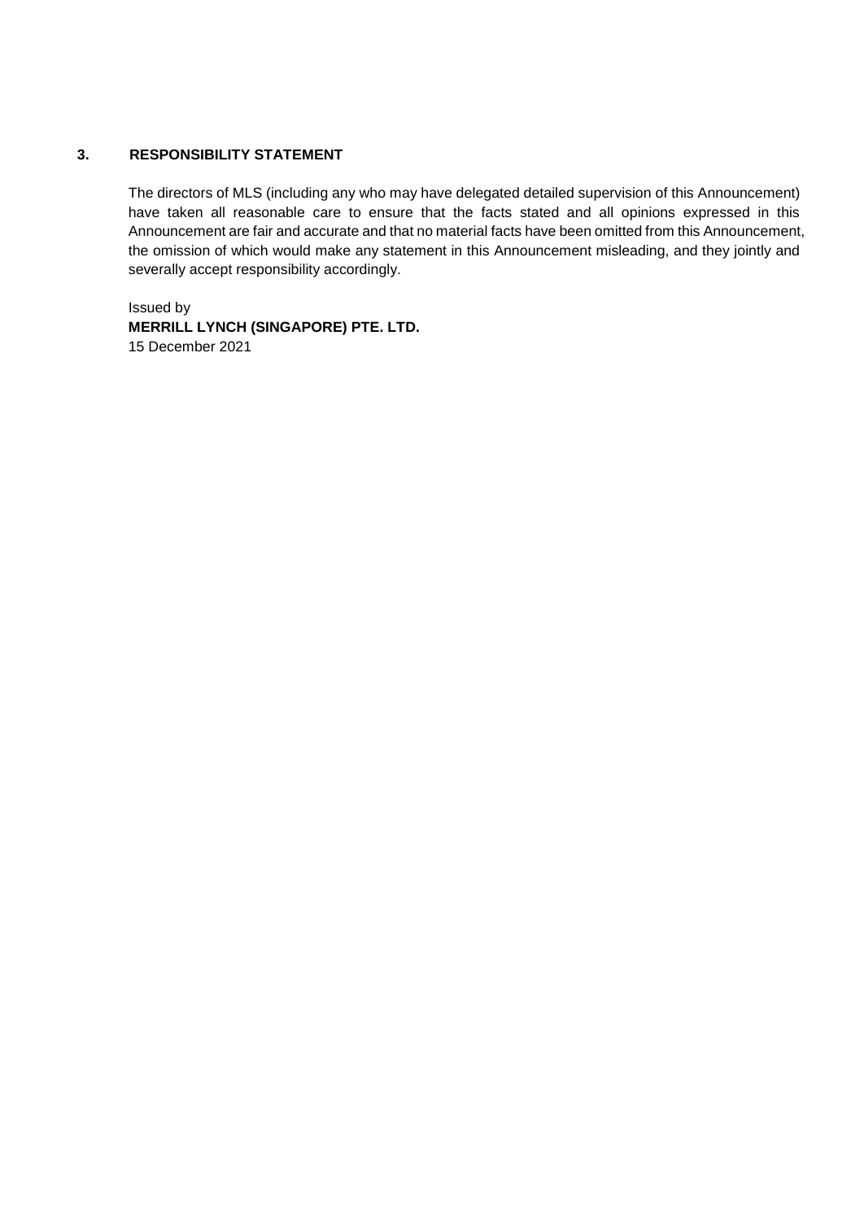## 3. RESPONSIBILITY STATEMENT

The directors of MLS (including any who may have delegated detailed supervision of this Announcement) have taken all reasonable care to ensure that the facts stated and all opinions expressed in this Announcement are fair and accurate and that no material facts have been omitted from this Announcement, the omission of which would make any statement in this Announcement misleading, and they jointly and severally accept responsibility accordingly.

Issued by
**MERRILL LYNCH (SINGAPORE) PTE. LTD.**
15 December 2021